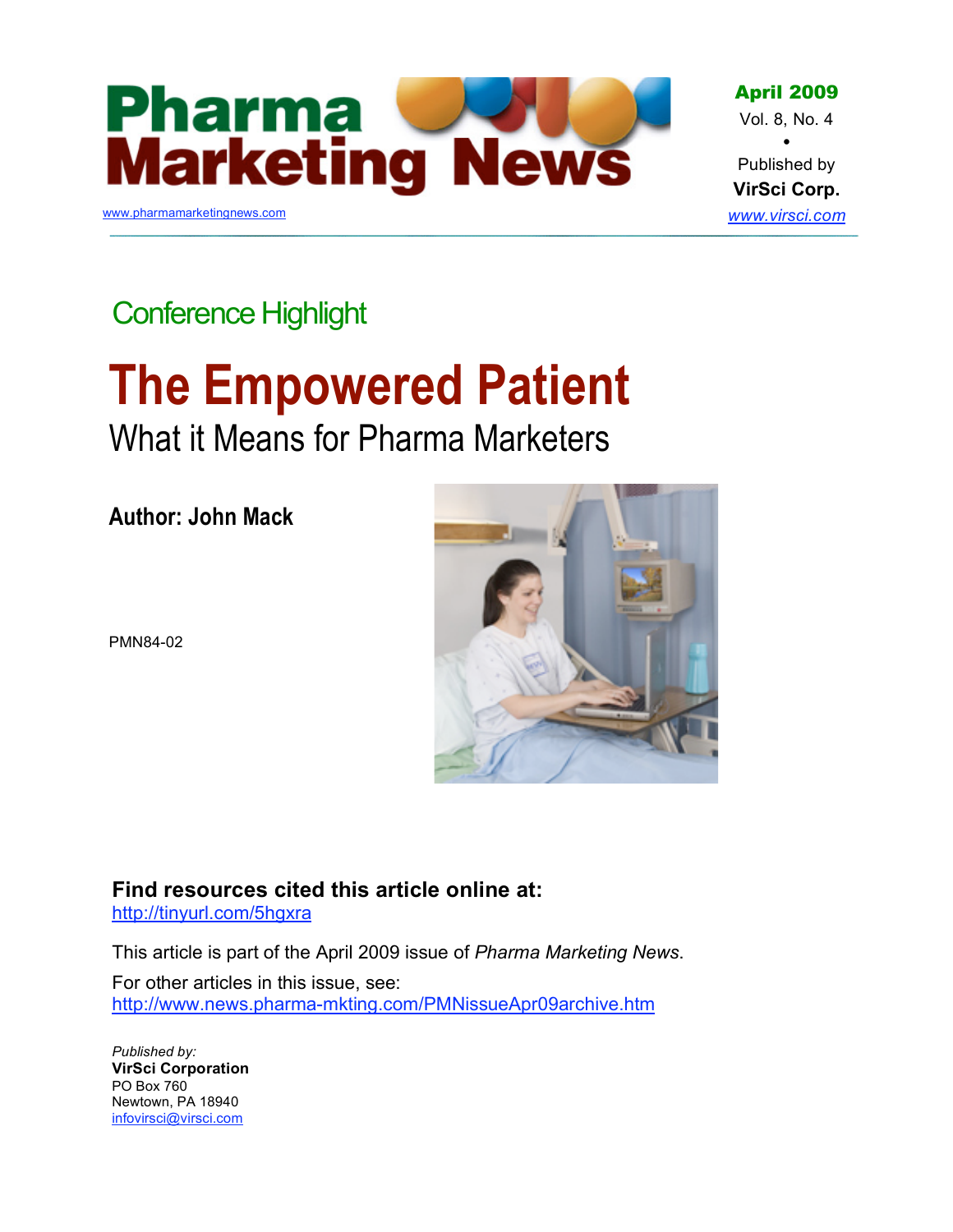# Pharma Marketing News

www.pharmamarketingnews.com

**April 2009**
Vol. 8, No. 4

Published by
**VirSci Corp.**
www.virsci.com

## Conference Highlight

# The Empowered Patient

## What it Means for Pharma Marketers

**Author: John Mack**

PMN84-02

**Find resources cited this article online at:**
http://tinyurl.com/5hgxra

This article is part of the April 2009 issue of *Pharma Marketing News*.

For other articles in this issue, see:
http://www.news.pharma-mkting.com/PMNissueApr09archive.htm

*Published by:*
**VirSci Corporation**
PO Box 760
Newtown, PA 18940
infovirsci@virsci.com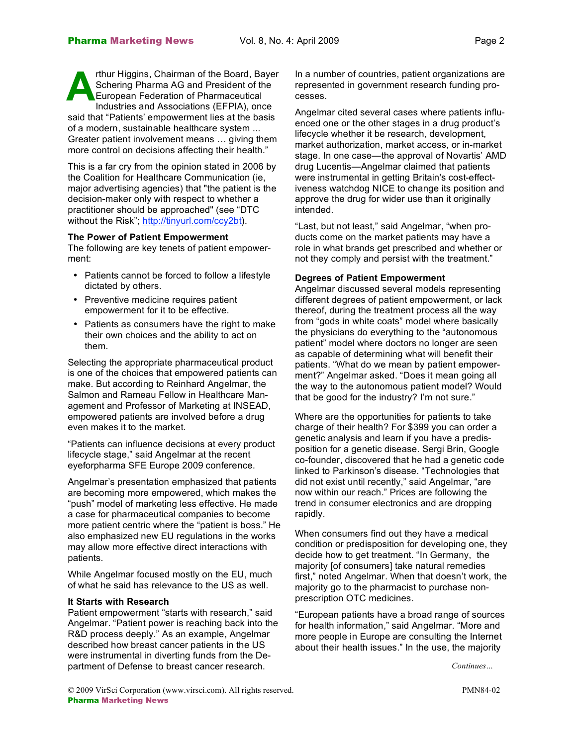Arthur Higgins, Chairman of the Board, Bayer Schering Pharma AG and President of the European Federation of Pharmaceutical Industries and Associations (EFPIA), once said that "Patients' empowerment lies at the basis of a modern, sustainable healthcare system ... Greater patient involvement means … giving them more control on decisions affecting their health."

This is a far cry from the opinion stated in 2006 by the Coalition for Healthcare Communication (ie, major advertising agencies) that "the patient is the decision-maker only with respect to whether a practitioner should be approached" (see "DTC without the Risk"; http://tinyurl.com/ccy2bt).

**The Power of Patient Empowerment**

The following are key tenets of patient empowerment:

- Patients cannot be forced to follow a lifestyle dictated by others.
- Preventive medicine requires patient empowerment for it to be effective.
- Patients as consumers have the right to make their own choices and the ability to act on them.

Selecting the appropriate pharmaceutical product is one of the choices that empowered patients can make. But according to Reinhard Angelmar, the Salmon and Rameau Fellow in Healthcare Management and Professor of Marketing at INSEAD, empowered patients are involved before a drug even makes it to the market.

"Patients can influence decisions at every product lifecycle stage," said Angelmar at the recent eyeforpharma SFE Europe 2009 conference.

Angelmar's presentation emphasized that patients are becoming more empowered, which makes the "push" model of marketing less effective. He made a case for pharmaceutical companies to become more patient centric where the "patient is boss." He also emphasized new EU regulations in the works may allow more effective direct interactions with patients.

While Angelmar focused mostly on the EU, much of what he said has relevance to the US as well.

**It Starts with Research**

Patient empowerment "starts with research," said Angelmar. "Patient power is reaching back into the R&D process deeply." As an example, Angelmar described how breast cancer patients in the US were instrumental in diverting funds from the Department of Defense to breast cancer research.

In a number of countries, patient organizations are represented in government research funding processes.

Angelmar cited several cases where patients influenced one or the other stages in a drug product's lifecycle whether it be research, development, market authorization, market access, or in-market stage. In one case—the approval of Novartis' AMD drug Lucentis—Angelmar claimed that patients were instrumental in getting Britain's cost-effectiveness watchdog NICE to change its position and approve the drug for wider use than it originally intended.

"Last, but not least," said Angelmar, "when products come on the market patients may have a role in what brands get prescribed and whether or not they comply and persist with the treatment."

**Degrees of Patient Empowerment**

Angelmar discussed several models representing different degrees of patient empowerment, or lack thereof, during the treatment process all the way from "gods in white coats" model where basically the physicians do everything to the "autonomous patient" model where doctors no longer are seen as capable of determining what will benefit their patients. "What do we mean by patient empowerment?" Angelmar asked. "Does it mean going all the way to the autonomous patient model? Would that be good for the industry? I'm not sure."

Where are the opportunities for patients to take charge of their health? For $399 you can order a genetic analysis and learn if you have a predisposition for a genetic disease. Sergi Brin, Google co-founder, discovered that he had a genetic code linked to Parkinson's disease. "Technologies that did not exist until recently," said Angelmar, "are now within our reach." Prices are following the trend in consumer electronics and are dropping rapidly.

When consumers find out they have a medical condition or predisposition for developing one, they decide how to get treatment. "In Germany, the majority [of consumers] take natural remedies first," noted Angelmar. When that doesn't work, the majority go to the pharmacist to purchase non-prescription OTC medicines.

"European patients have a broad range of sources for health information," said Angelmar. "More and more people in Europe are consulting the Internet about their health issues." In the use, the majority

*Continues…*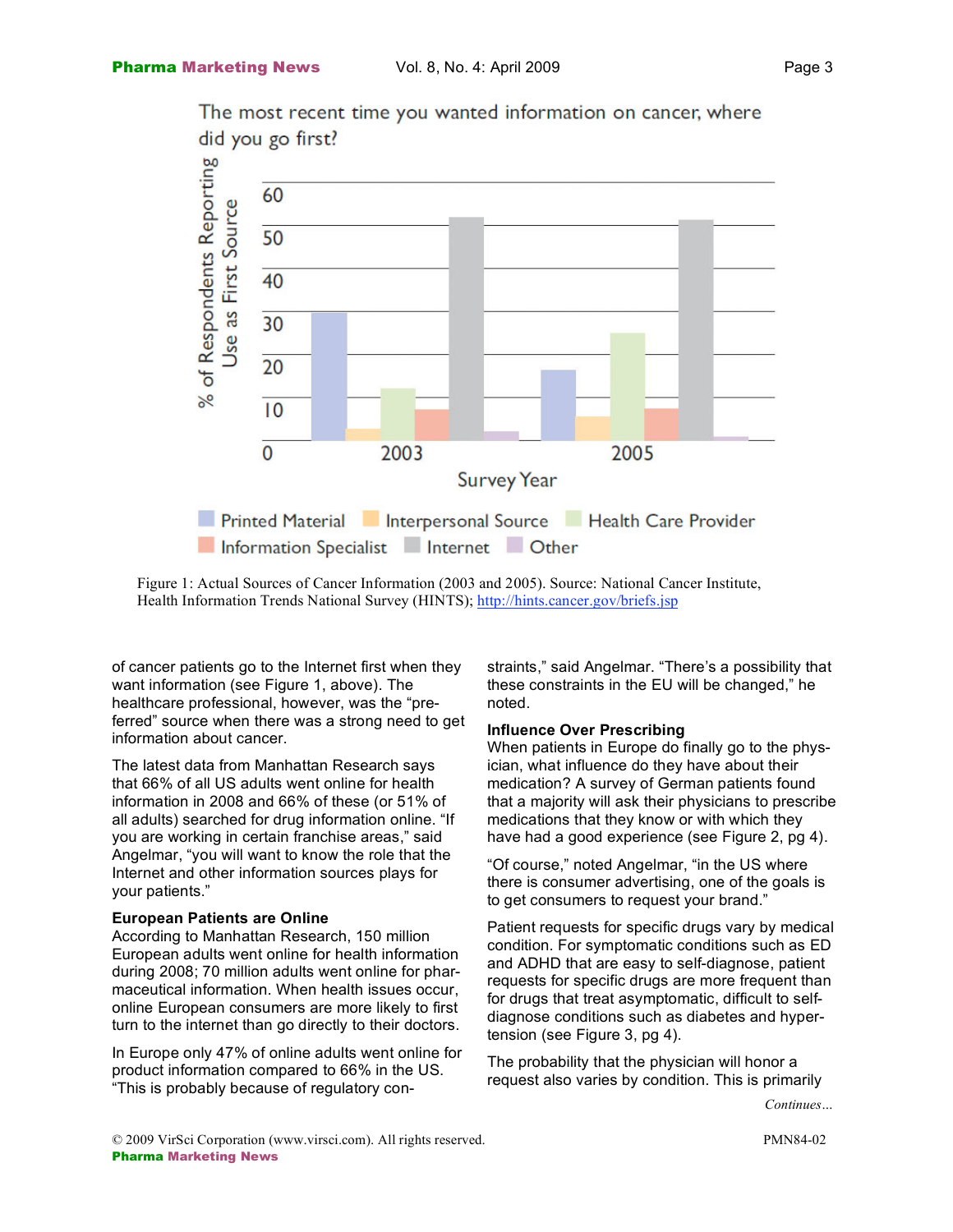The most recent time you wanted information on cancer, where did you go first?

Figure 1: Actual Sources of Cancer Information (2003 and 2005). Source: National Cancer Institute, Health Information Trends National Survey (HINTS); http://hints.cancer.gov/briefs.jsp

of cancer patients go to the Internet first when they want information (see Figure 1, above). The healthcare professional, however, was the "preferred" source when there was a strong need to get information about cancer.

The latest data from Manhattan Research says that 66% of all US adults went online for health information in 2008 and 66% of these (or 51% of all adults) searched for drug information online. "If you are working in certain franchise areas," said Angelmar, "you will want to know the role that the Internet and other information sources plays for your patients."

### European Patients are Online

According to Manhattan Research, 150 million European adults went online for health information during 2008; 70 million adults went online for pharmaceutical information. When health issues occur, online European consumers are more likely to first turn to the internet than go directly to their doctors.

In Europe only 47% of online adults went online for product information compared to 66% in the US. "This is probably because of regulatory constraints," said Angelmar. "There's a possibility that these constraints in the EU will be changed," he noted.

### Influence Over Prescribing

When patients in Europe do finally go to the physician, what influence do they have about their medication? A survey of German patients found that a majority will ask their physicians to prescribe medications that they know or with which they have had a good experience (see Figure 2, pg 4).

"Of course," noted Angelmar, "in the US where there is consumer advertising, one of the goals is to get consumers to request your brand."

Patient requests for specific drugs vary by medical condition. For symptomatic conditions such as ED and ADHD that are easy to self-diagnose, patient requests for specific drugs are more frequent than for drugs that treat asymptomatic, difficult to self-diagnose conditions such as diabetes and hypertension (see Figure 3, pg 4).

The probability that the physician will honor a request also varies by condition. This is primarily

*Continues…*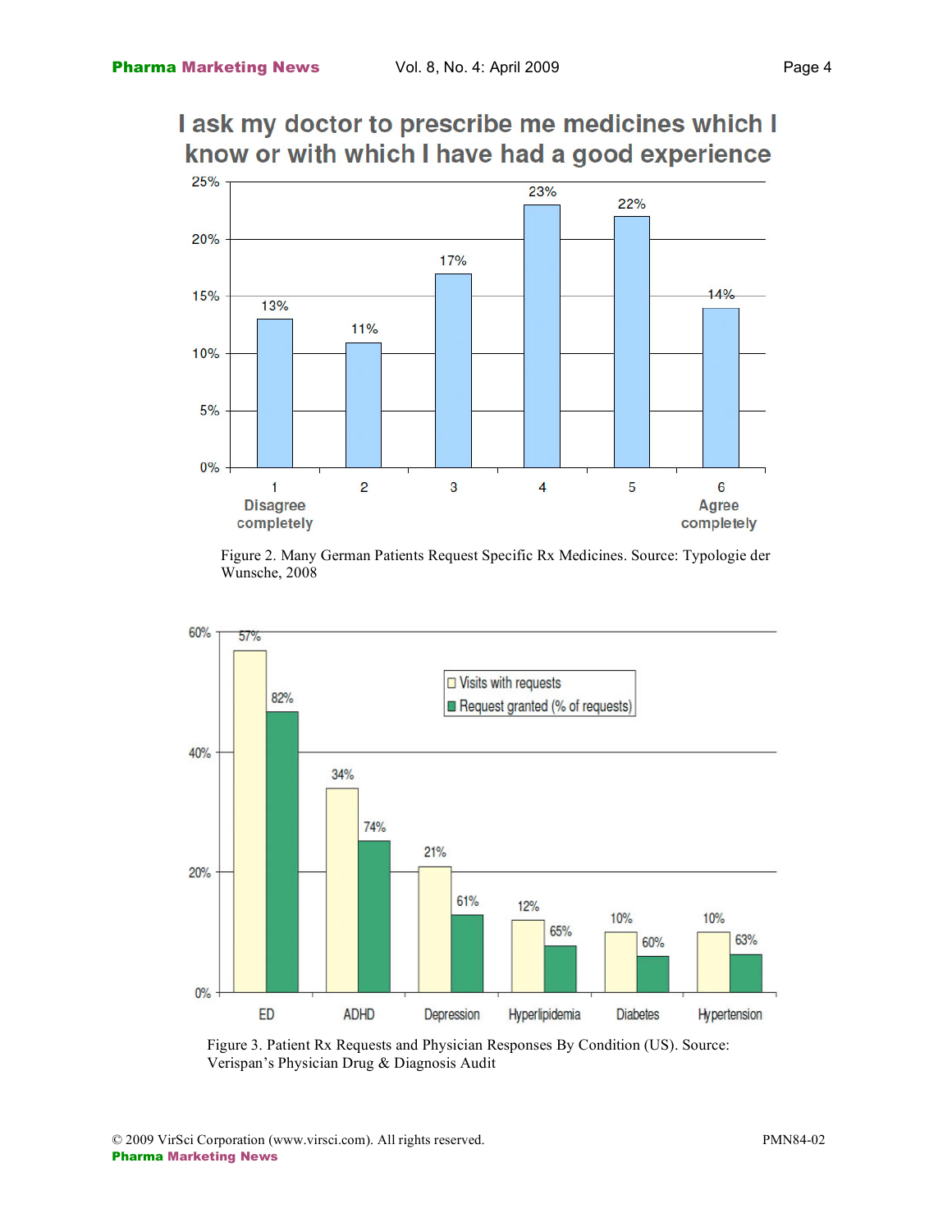## I ask my doctor to prescribe me medicines which I know or with which I have had a good experience

| Response | Percentage |
|---|---|
| 1 Disagree completely | 13% |
| 2 | 11% |
| 3 | 17% |
| 4 | 23% |
| 5 | 22% |
| 6 Agree completely | 14% |

Figure 2. Many German Patients Request Specific Rx Medicines. Source: Typologie der Wunsche, 2008

| Condition | Visits with requests | Request granted (% of requests) |
|---|---|---|
| ED | 57% | 82% |
| ADHD | 34% | 74% |
| Depression | 21% | 61% |
| Hyperlipidemia | 12% | 65% |
| Diabetes | 10% | 60% |
| Hypertension | 10% | 63% |

Figure 3. Patient Rx Requests and Physician Responses By Condition (US). Source: Verispan's Physician Drug & Diagnosis Audit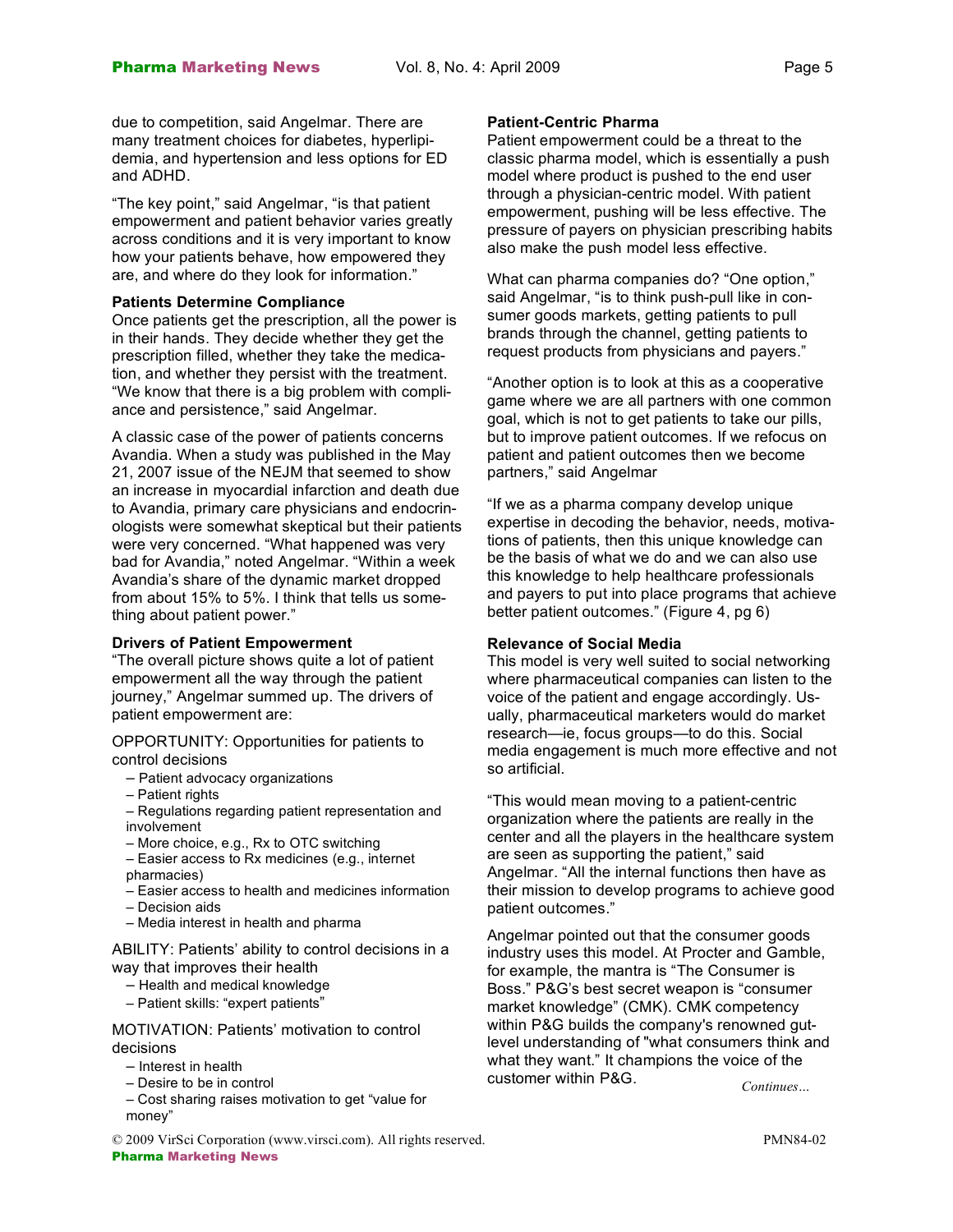due to competition, said Angelmar. There are many treatment choices for diabetes, hyperlipidemia, and hypertension and less options for ED and ADHD.

"The key point," said Angelmar, "is that patient empowerment and patient behavior varies greatly across conditions and it is very important to know how your patients behave, how empowered they are, and where do they look for information."

**Patients Determine Compliance**

Once patients get the prescription, all the power is in their hands. They decide whether they get the prescription filled, whether they take the medication, and whether they persist with the treatment. "We know that there is a big problem with compliance and persistence," said Angelmar.

A classic case of the power of patients concerns Avandia. When a study was published in the May 21, 2007 issue of the NEJM that seemed to show an increase in myocardial infarction and death due to Avandia, primary care physicians and endocrinologists were somewhat skeptical but their patients were very concerned. "What happened was very bad for Avandia," noted Angelmar. "Within a week Avandia's share of the dynamic market dropped from about 15% to 5%. I think that tells us something about patient power."

**Drivers of Patient Empowerment**

"The overall picture shows quite a lot of patient empowerment all the way through the patient journey," Angelmar summed up. The drivers of patient empowerment are:

OPPORTUNITY: Opportunities for patients to control decisions

- Patient advocacy organizations
- Patient rights
- Regulations regarding patient representation and involvement
- More choice, e.g., Rx to OTC switching
- Easier access to Rx medicines (e.g., internet pharmacies)
- Easier access to health and medicines information
- Decision aids
- Media interest in health and pharma

ABILITY: Patients' ability to control decisions in a way that improves their health

- Health and medical knowledge
- Patient skills: "expert patients"

MOTIVATION: Patients' motivation to control decisions

- Interest in health
- Desire to be in control
- Cost sharing raises motivation to get "value for money"

**Patient-Centric Pharma**

Patient empowerment could be a threat to the classic pharma model, which is essentially a push model where product is pushed to the end user through a physician-centric model. With patient empowerment, pushing will be less effective. The pressure of payers on physician prescribing habits also make the push model less effective.

What can pharma companies do? "One option," said Angelmar, "is to think push-pull like in consumer goods markets, getting patients to pull brands through the channel, getting patients to request products from physicians and payers."

"Another option is to look at this as a cooperative game where we are all partners with one common goal, which is not to get patients to take our pills, but to improve patient outcomes. If we refocus on patient and patient outcomes then we become partners," said Angelmar

"If we as a pharma company develop unique expertise in decoding the behavior, needs, motivations of patients, then this unique knowledge can be the basis of what we do and we can also use this knowledge to help healthcare professionals and payers to put into place programs that achieve better patient outcomes." (Figure 4, pg 6)

**Relevance of Social Media**

This model is very well suited to social networking where pharmaceutical companies can listen to the voice of the patient and engage accordingly. Usually, pharmaceutical marketers would do market research—ie, focus groups—to do this. Social media engagement is much more effective and not so artificial.

"This would mean moving to a patient-centric organization where the patients are really in the center and all the players in the healthcare system are seen as supporting the patient," said Angelmar. "All the internal functions then have as their mission to develop programs to achieve good patient outcomes."

Angelmar pointed out that the consumer goods industry uses this model. At Procter and Gamble, for example, the mantra is "The Consumer is Boss." P&G's best secret weapon is "consumer market knowledge" (CMK). CMK competency within P&G builds the company's renowned gut-level understanding of "what consumers think and what they want." It champions the voice of the customer within P&G.

*Continues…*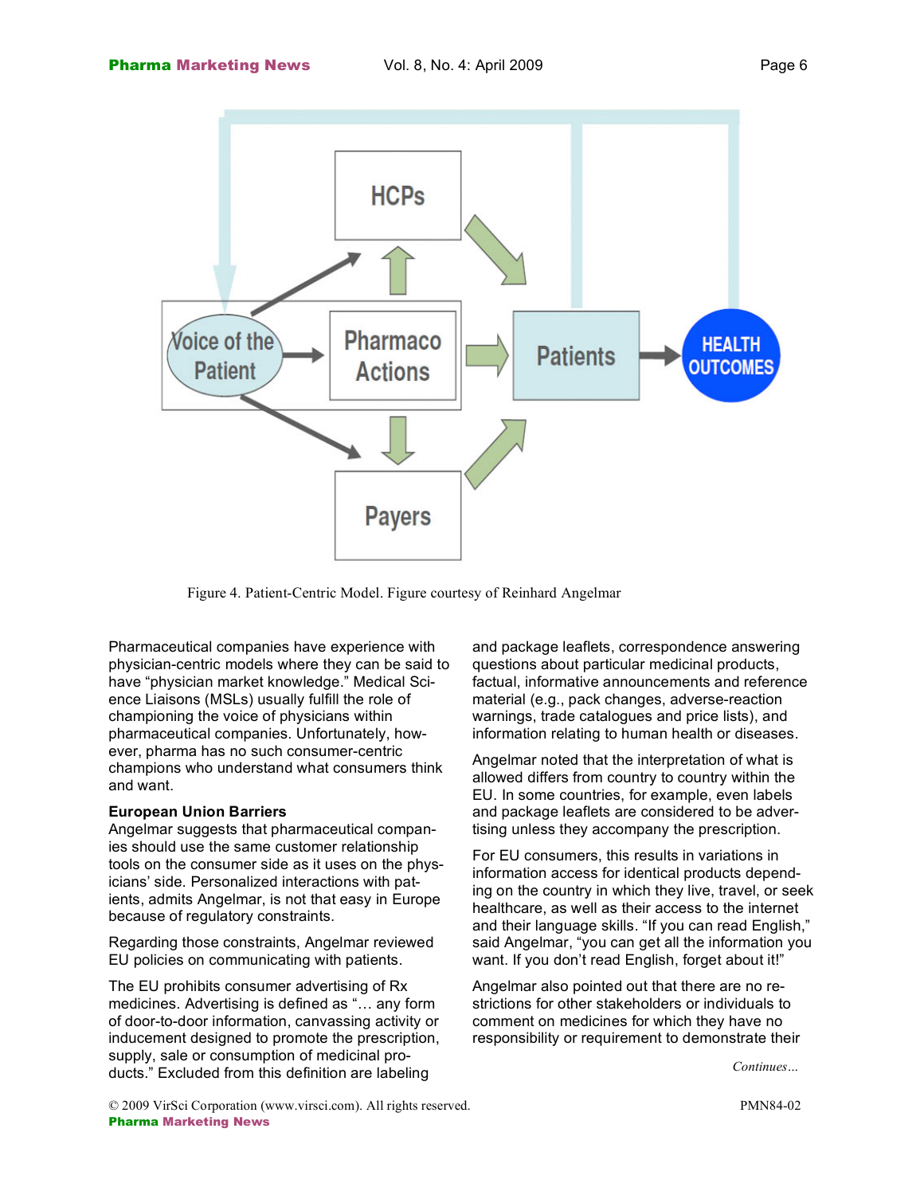Figure 4. Patient-Centric Model. Figure courtesy of Reinhard Angelmar

Pharmaceutical companies have experience with physician-centric models where they can be said to have "physician market knowledge." Medical Science Liaisons (MSLs) usually fulfill the role of championing the voice of physicians within pharmaceutical companies. Unfortunately, however, pharma has no such consumer-centric champions who understand what consumers think and want.

**European Union Barriers**

Angelmar suggests that pharmaceutical companies should use the same customer relationship tools on the consumer side as it uses on the physicians' side. Personalized interactions with patients, admits Angelmar, is not that easy in Europe because of regulatory constraints.

Regarding those constraints, Angelmar reviewed EU policies on communicating with patients.

The EU prohibits consumer advertising of Rx medicines. Advertising is defined as "… any form of door-to-door information, canvassing activity or inducement designed to promote the prescription, supply, sale or consumption of medicinal products." Excluded from this definition are labeling and package leaflets, correspondence answering questions about particular medicinal products, factual, informative announcements and reference material (e.g., pack changes, adverse-reaction warnings, trade catalogues and price lists), and information relating to human health or diseases.

Angelmar noted that the interpretation of what is allowed differs from country to country within the EU. In some countries, for example, even labels and package leaflets are considered to be advertising unless they accompany the prescription.

For EU consumers, this results in variations in information access for identical products depending on the country in which they live, travel, or seek healthcare, as well as their access to the internet and their language skills. "If you can read English," said Angelmar, "you can get all the information you want. If you don't read English, forget about it!"

Angelmar also pointed out that there are no restrictions for other stakeholders or individuals to comment on medicines for which they have no responsibility or requirement to demonstrate their

*Continues…*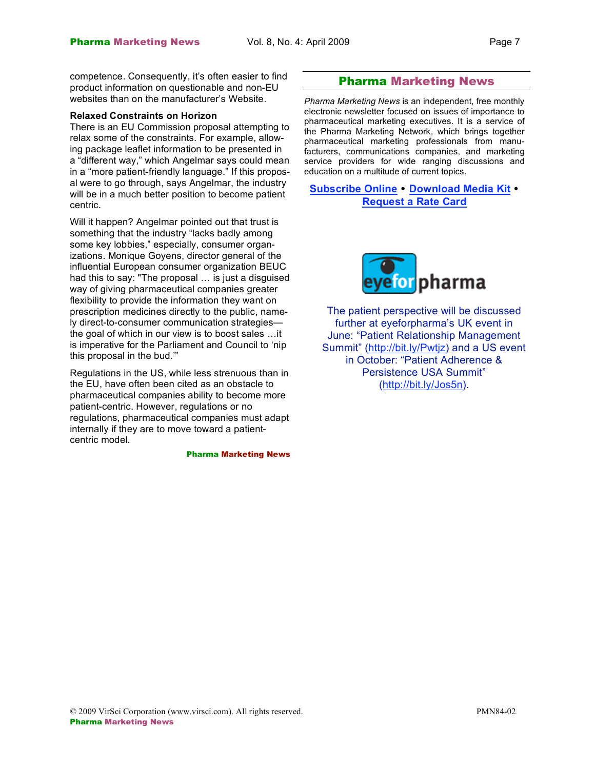competence. Consequently, it's often easier to find product information on questionable and non-EU websites than on the manufacturer's Website.

**Relaxed Constraints on Horizon**

There is an EU Commission proposal attempting to relax some of the constraints. For example, allowing package leaflet information to be presented in a "different way," which Angelmar says could mean in a "more patient-friendly language." If this proposal were to go through, says Angelmar, the industry will be in a much better position to become patient centric.

Will it happen? Angelmar pointed out that trust is something that the industry "lacks badly among some key lobbies," especially, consumer organizations. Monique Goyens, director general of the influential European consumer organization BEUC had this to say: "The proposal … is just a disguised way of giving pharmaceutical companies greater flexibility to provide the information they want on prescription medicines directly to the public, namely direct-to-consumer communication strategies—the goal of which in our view is to boost sales …it is imperative for the Parliament and Council to 'nip this proposal in the bud.'"

Regulations in the US, while less strenuous than in the EU, have often been cited as an obstacle to pharmaceutical companies ability to become more patient-centric. However, regulations or no regulations, pharmaceutical companies must adapt internally if they are to move toward a patient-centric model.

**Pharma Marketing News**

## Pharma Marketing News

*Pharma Marketing News* is an independent, free monthly electronic newsletter focused on issues of importance to pharmaceutical marketing executives. It is a service of the Pharma Marketing Network, which brings together pharmaceutical marketing professionals from manufacturers, communications companies, and marketing service providers for wide ranging discussions and education on a multitude of current topics.

**Subscribe Online • Download Media Kit • Request a Rate Card**

eyeforpharma

The patient perspective will be discussed further at eyeforpharma's UK event in June: "Patient Relationship Management Summit" (http://bit.ly/Pwtjz) and a US event in October: "Patient Adherence & Persistence USA Summit" (http://bit.ly/Jos5n).

© 2009 VirSci Corporation (www.virsci.com). All rights reserved. PMN84-02